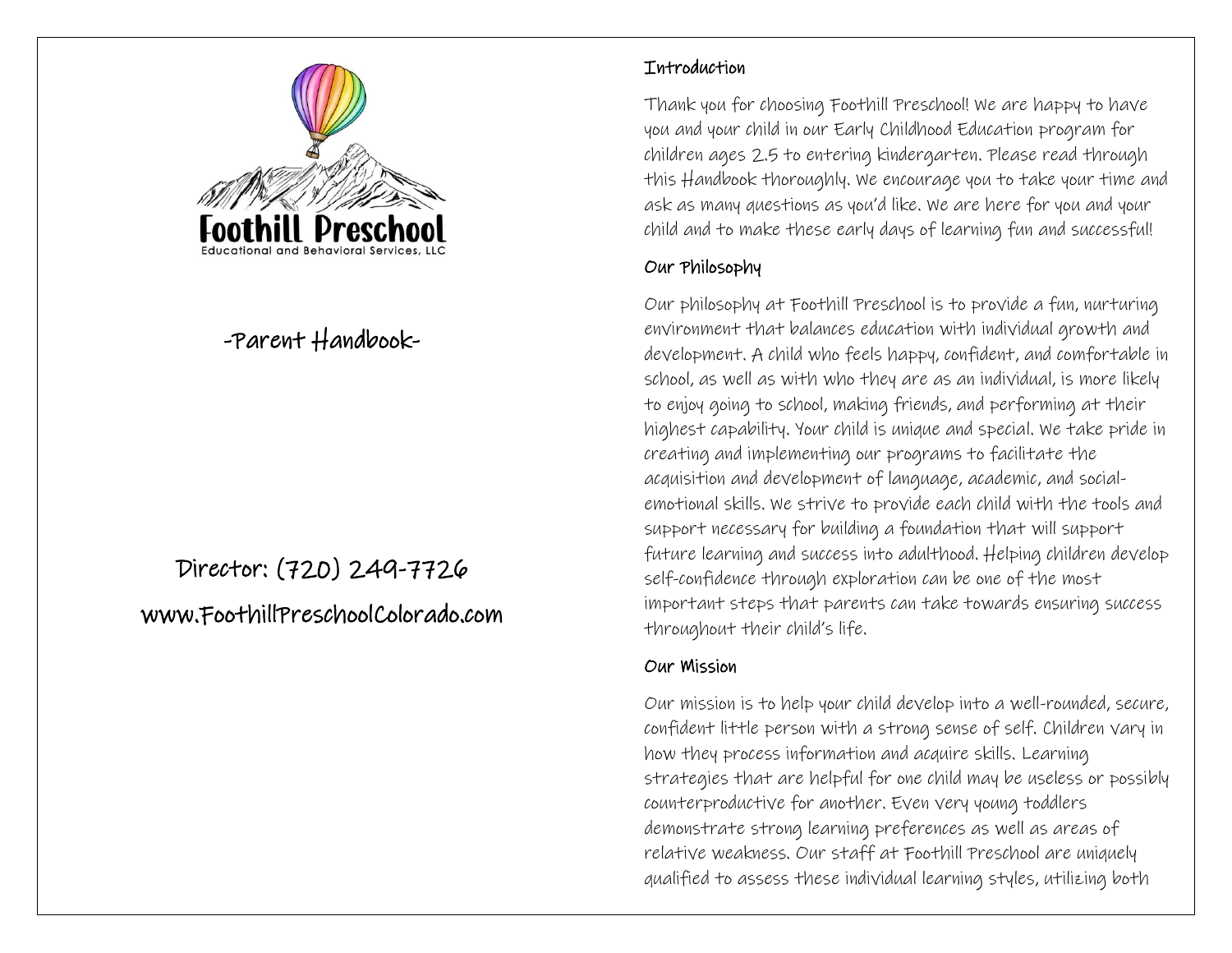# Foothill Preschool

Educational and Behavioral Services, LLC

-Parent Handbook-

Director: (720) 249-7726

www.FoothillPreschoolColorado.com

## Introduction

Thank you for choosing Foothill Preschool! We are happy to have you and your child in our Early Childhood Education program for children ages 2.5 to entering kindergarten. Please read through this Handbook thoroughly. We encourage you to take your time and ask as many questions as you'd like. We are here for you and your child and to make these early days of learning fun and successful!

## Our Philosophy

Our philosophy at Foothill Preschool is to provide a fun, nurturing environment that balances education with individual growth and development. A child who feels happy, confident, and comfortable in school, as well as with who they are as an individual, is more likely to enjoy going to school, making friends, and performing at their highest capability. Your child is unique and special. We take pride in creating and implementing our programs to facilitate the acquisition and development of language, academic, and social-emotional skills. We strive to provide each child with the tools and support necessary for building a foundation that will support future learning and success into adulthood. Helping children develop self-confidence through exploration can be one of the most important steps that parents can take towards ensuring success throughout their child's life.

## Our Mission

Our mission is to help your child develop into a well-rounded, secure, confident little person with a strong sense of self. Children vary in how they process information and acquire skills. Learning strategies that are helpful for one child may be useless or possibly counterproductive for another. Even very young toddlers demonstrate strong learning preferences as well as areas of relative weakness. Our staff at Foothill Preschool are uniquely qualified to assess these individual learning styles, utilizing both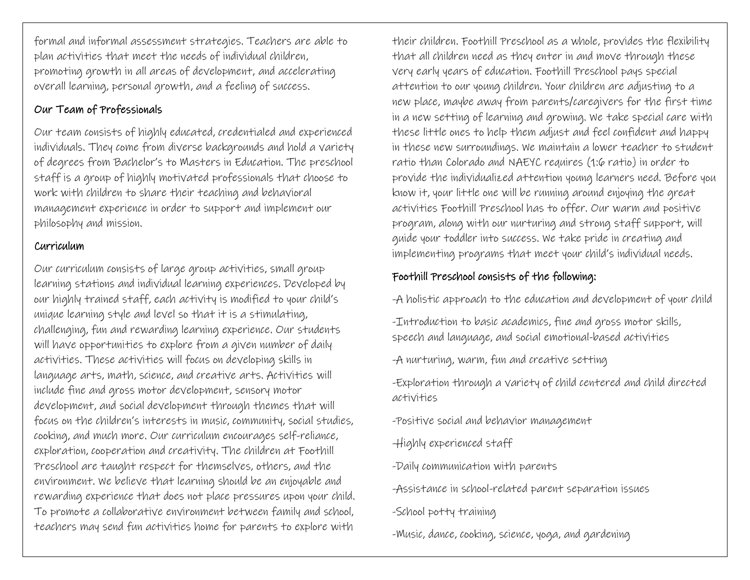formal and informal assessment strategies. Teachers are able to plan activities that meet the needs of individual children, promoting growth in all areas of development, and accelerating overall learning, personal growth, and a feeling of success.

### Our Team of Professionals

Our team consists of highly educated, credentialed and experienced individuals. They come from diverse backgrounds and hold a variety of degrees from Bachelor's to Masters in Education. The preschool staff is a group of highly motivated professionals that choose to work with children to share their teaching and behavioral management experience in order to support and implement our philosophy and mission.

### Curriculum

Our curriculum consists of large group activities, small group learning stations and individual learning experiences. Developed by our highly trained staff, each activity is modified to your child's unique learning style and level so that it is a stimulating, challenging, fun and rewarding learning experience. Our students will have opportunities to explore from a given number of daily activities. These activities will focus on developing skills in language arts, math, science, and creative arts. Activities will include fine and gross motor development, sensory motor development, and social development through themes that will focus on the children's interests in music, community, social studies, cooking, and much more. Our curriculum encourages self-reliance, exploration, cooperation and creativity. The children at Foothill Preschool are taught respect for themselves, others, and the environment. We believe that learning should be an enjoyable and rewarding experience that does not place pressures upon your child. To promote a collaborative environment between family and school, teachers may send fun activities home for parents to explore with their children. Foothill Preschool as a whole, provides the flexibility that all children need as they enter in and move through these very early years of education. Foothill Preschool pays special attention to our young children. Your children are adjusting to a new place, maybe away from parents/caregivers for the first time in a new setting of learning and growing. We take special care with these little ones to help them adjust and feel confident and happy in these new surroundings. We maintain a lower teacher to student ratio than Colorado and NAEYC requires (1:6 ratio) in order to provide the individualized attention young learners need. Before you know it, your little one will be running around enjoying the great activities Foothill Preschool has to offer. Our warm and positive program, along with our nurturing and strong staff support, will guide your toddler into success. We take pride in creating and implementing programs that meet your child's individual needs.

### Foothill Preschool consists of the following:

-A holistic approach to the education and development of your child

-Introduction to basic academics, fine and gross motor skills, speech and language, and social emotional-based activities

-A nurturing, warm, fun and creative setting

-Exploration through a variety of child centered and child directed activities

-Positive social and behavior management

-Highly experienced staff

-Daily communication with parents

-Assistance in school-related parent separation issues

-School potty training

-Music, dance, cooking, science, yoga, and gardening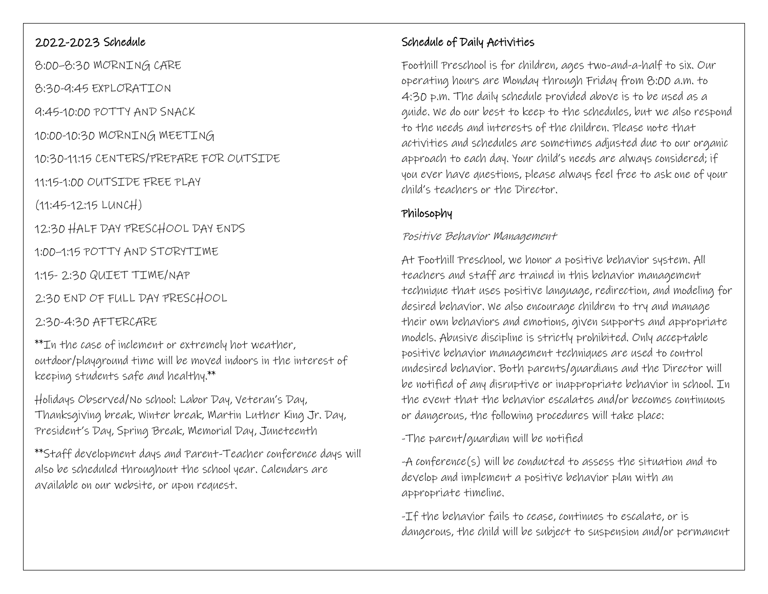## 2022-2023 Schedule

8:00–8:30 MORNING CARE

8:30-9:45 EXPLORATION

9:45-10:00 POTTY AND SNACK

10:00-10:30 MORNING MEETING

10:30-11:15 CENTERS/PREPARE FOR OUTSIDE

11:15-1:00 OUTSIDE FREE PLAY

(11:45-12:15 LUNCH)

12:30 HALF DAY PRESCHOOL DAY ENDS

1:00–1:15 POTTY AND STORYTIME

1:15- 2:30 QUIET TIME/NAP

2:30 END OF FULL DAY PRESCHOOL

2:30-4:30 AFTERCARE

**In the case of inclement or extremely hot weather, outdoor/playground time will be moved indoors in the interest of keeping students safe and healthy.**

Holidays Observed/No school: Labor Day, Veteran's Day, Thanksgiving break, Winter break, Martin Luther King Jr. Day, President's Day, Spring Break, Memorial Day, Juneteenth

**Staff development days and Parent-Teacher conference days will also be scheduled throughout the school year. Calendars are available on our website, or upon request.

## Schedule of Daily Activities

Foothill Preschool is for children, ages two-and-a-half to six. Our operating hours are Monday through Friday from 8:00 a.m. to 4:30 p.m. The daily schedule provided above is to be used as a guide. We do our best to keep to the schedules, but we also respond to the needs and interests of the children. Please note that activities and schedules are sometimes adjusted due to our organic approach to each day. Your child's needs are always considered; if you ever have questions, please always feel free to ask one of your child's teachers or the Director.

## Philosophy

*Positive Behavior Management*

At Foothill Preschool, we honor a positive behavior system. All teachers and staff are trained in this behavior management technique that uses positive language, redirection, and modeling for desired behavior. We also encourage children to try and manage their own behaviors and emotions, given supports and appropriate models. Abusive discipline is strictly prohibited. Only acceptable positive behavior management techniques are used to control undesired behavior. Both parents/guardians and the Director will be notified of any disruptive or inappropriate behavior in school. In the event that the behavior escalates and/or becomes continuous or dangerous, the following procedures will take place:

-The parent/guardian will be notified

-A conference(s) will be conducted to assess the situation and to develop and implement a positive behavior plan with an appropriate timeline.

-If the behavior fails to cease, continues to escalate, or is dangerous, the child will be subject to suspension and/or permanent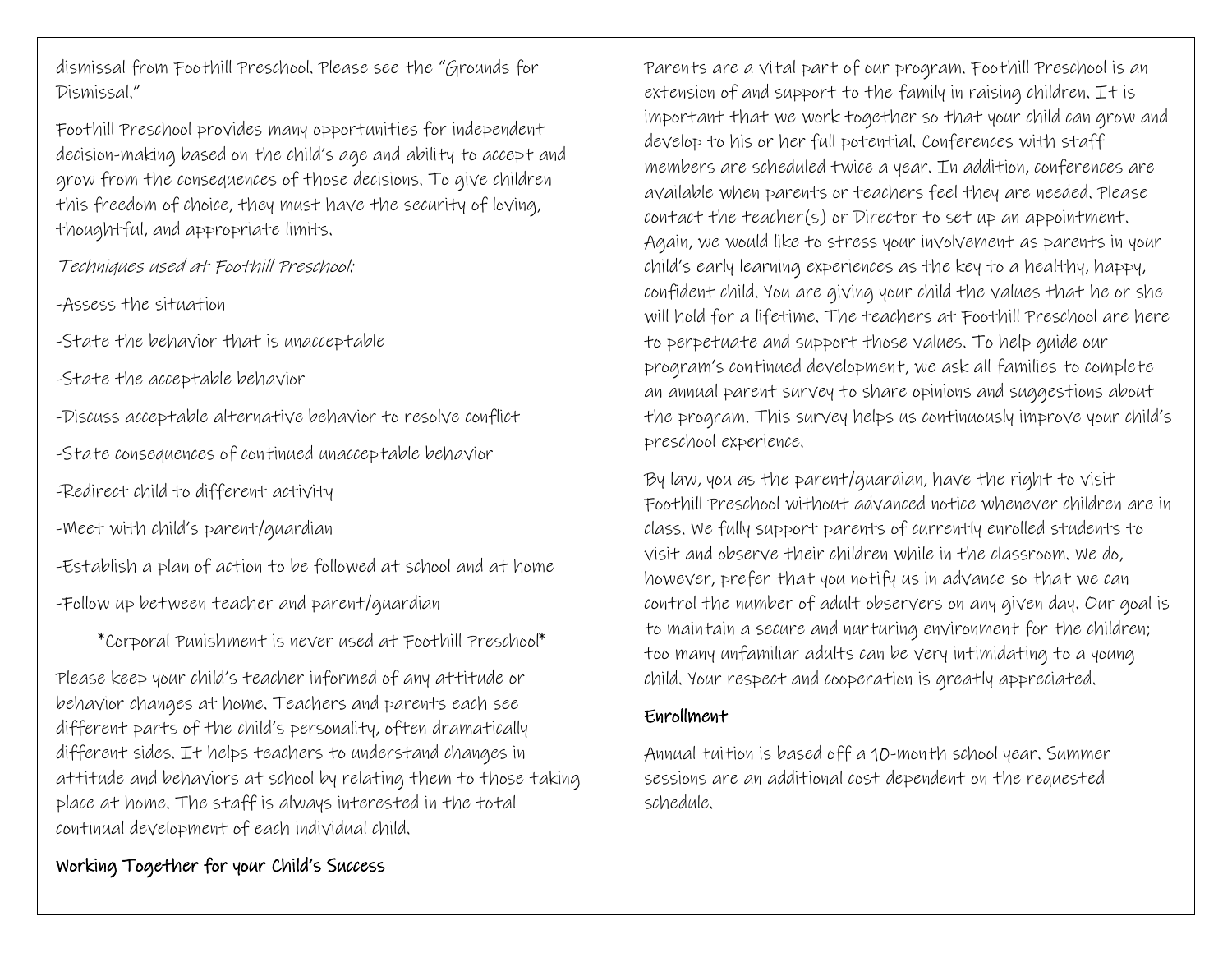dismissal from Foothill Preschool. Please see the "Grounds for Dismissal."

Foothill Preschool provides many opportunities for independent decision-making based on the child's age and ability to accept and grow from the consequences of those decisions. To give children this freedom of choice, they must have the security of loving, thoughtful, and appropriate limits.

*Techniques used at Foothill Preschool:*

-Assess the situation

-State the behavior that is unacceptable

-State the acceptable behavior

-Discuss acceptable alternative behavior to resolve conflict

-State consequences of continued unacceptable behavior

-Redirect child to different activity

-Meet with child's parent/guardian

-Establish a plan of action to be followed at school and at home

-Follow up between teacher and parent/guardian

*Corporal Punishment is never used at Foothill Preschool*

Please keep your child's teacher informed of any attitude or behavior changes at home. Teachers and parents each see different parts of the child's personality, often dramatically different sides. It helps teachers to understand changes in attitude and behaviors at school by relating them to those taking place at home. The staff is always interested in the total continual development of each individual child.

## Working Together for your Child's Success

Parents are a vital part of our program. Foothill Preschool is an extension of and support to the family in raising children. It is important that we work together so that your child can grow and develop to his or her full potential. Conferences with staff members are scheduled twice a year. In addition, conferences are available when parents or teachers feel they are needed. Please contact the teacher(s) or Director to set up an appointment. Again, we would like to stress your involvement as parents in your child's early learning experiences as the key to a healthy, happy, confident child. You are giving your child the values that he or she will hold for a lifetime. The teachers at Foothill Preschool are here to perpetuate and support those values. To help guide our program's continued development, we ask all families to complete an annual parent survey to share opinions and suggestions about the program. This survey helps us continuously improve your child's preschool experience.

By law, you as the parent/guardian, have the right to visit Foothill Preschool without advanced notice whenever children are in class. We fully support parents of currently enrolled students to visit and observe their children while in the classroom. We do, however, prefer that you notify us in advance so that we can control the number of adult observers on any given day. Our goal is to maintain a secure and nurturing environment for the children; too many unfamiliar adults can be very intimidating to a young child. Your respect and cooperation is greatly appreciated.

## Enrollment

Annual tuition is based off a 10-month school year. Summer sessions are an additional cost dependent on the requested schedule.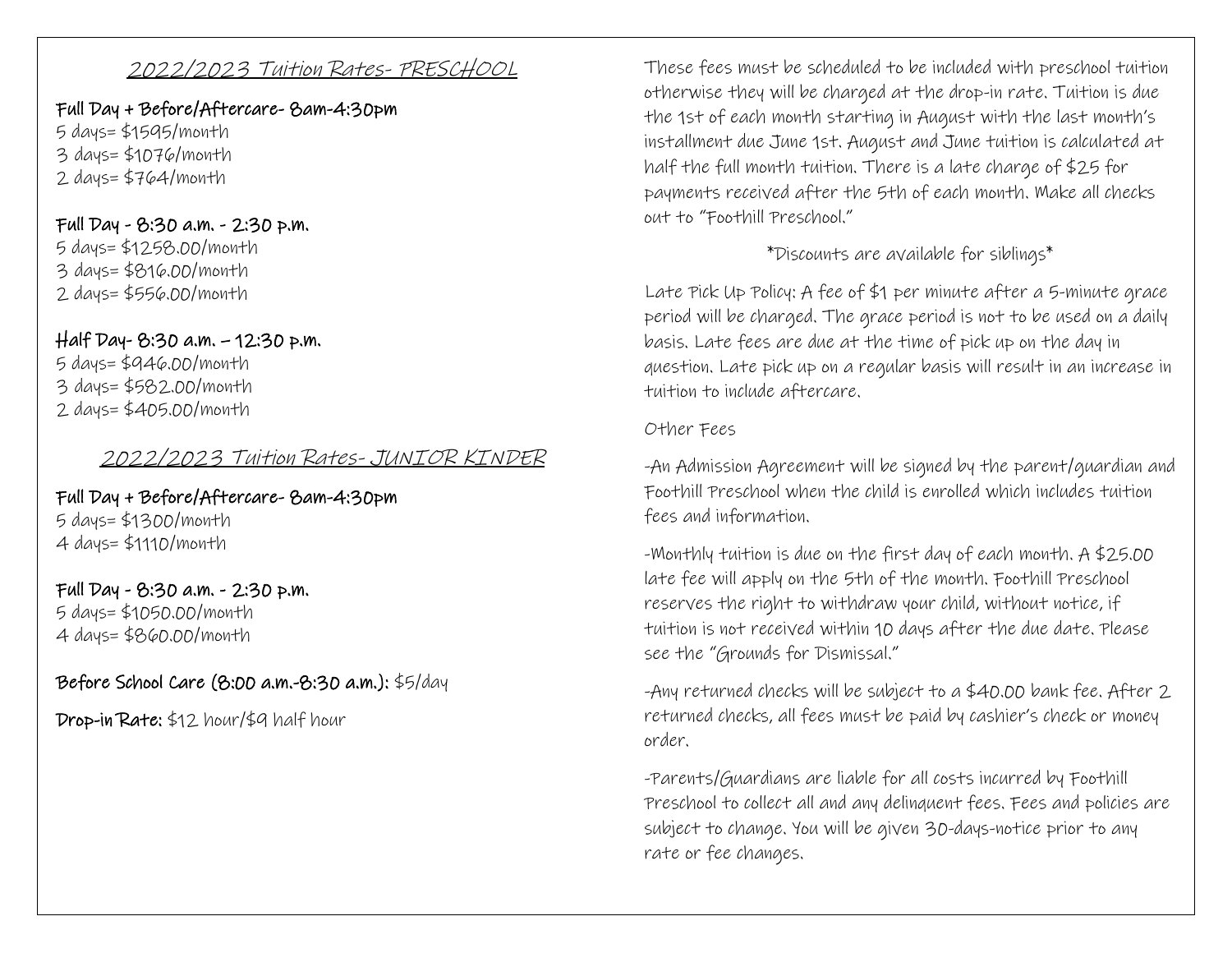## 2022/2023 Tuition Rates- PRESCHOOL

**Full Day + Before/Aftercare- 8am-4:30pm**
5 days= $1595/month
3 days= $1076/month
2 days= $764/month

**Full Day - 8:30 a.m. - 2:30 p.m.**
5 days= $1258.00/month
3 days= $816.00/month
2 days= $556.00/month

**Half Day- 8:30 a.m. – 12:30 p.m.**
5 days= $946.00/month
3 days= $582.00/month
2 days= $405.00/month

## 2022/2023 Tuition Rates- JUNIOR KINDER

**Full Day + Before/Aftercare- 8am-4:30pm**
5 days= $1300/month
4 days= $1110/month

**Full Day - 8:30 a.m. - 2:30 p.m.**
5 days= $1050.00/month
4 days= $860.00/month

**Before School Care (8:00 a.m.-8:30 a.m.):** $5/day

**Drop-in Rate:** $12 hour/$9 half hour

These fees must be scheduled to be included with preschool tuition otherwise they will be charged at the drop-in rate. Tuition is due the 1st of each month starting in August with the last month's installment due June 1st. August and June tuition is calculated at half the full month tuition. There is a late charge of $25 for payments received after the 5th of each month. Make all checks out to "Foothill Preschool."

*Discounts are available for siblings*

Late Pick Up Policy: A fee of $1 per minute after a 5-minute grace period will be charged. The grace period is not to be used on a daily basis. Late fees are due at the time of pick up on the day in question. Late pick up on a regular basis will result in an increase in tuition to include aftercare.

Other Fees

-An Admission Agreement will be signed by the parent/guardian and Foothill Preschool when the child is enrolled which includes tuition fees and information.

-Monthly tuition is due on the first day of each month. A $25.00 late fee will apply on the 5th of the month. Foothill Preschool reserves the right to withdraw your child, without notice, if tuition is not received within 10 days after the due date. Please see the "Grounds for Dismissal."

-Any returned checks will be subject to a $40.00 bank fee. After 2 returned checks, all fees must be paid by cashier's check or money order.

-Parents/Guardians are liable for all costs incurred by Foothill Preschool to collect all and any delinquent fees. Fees and policies are subject to change. You will be given 30-days-notice prior to any rate or fee changes.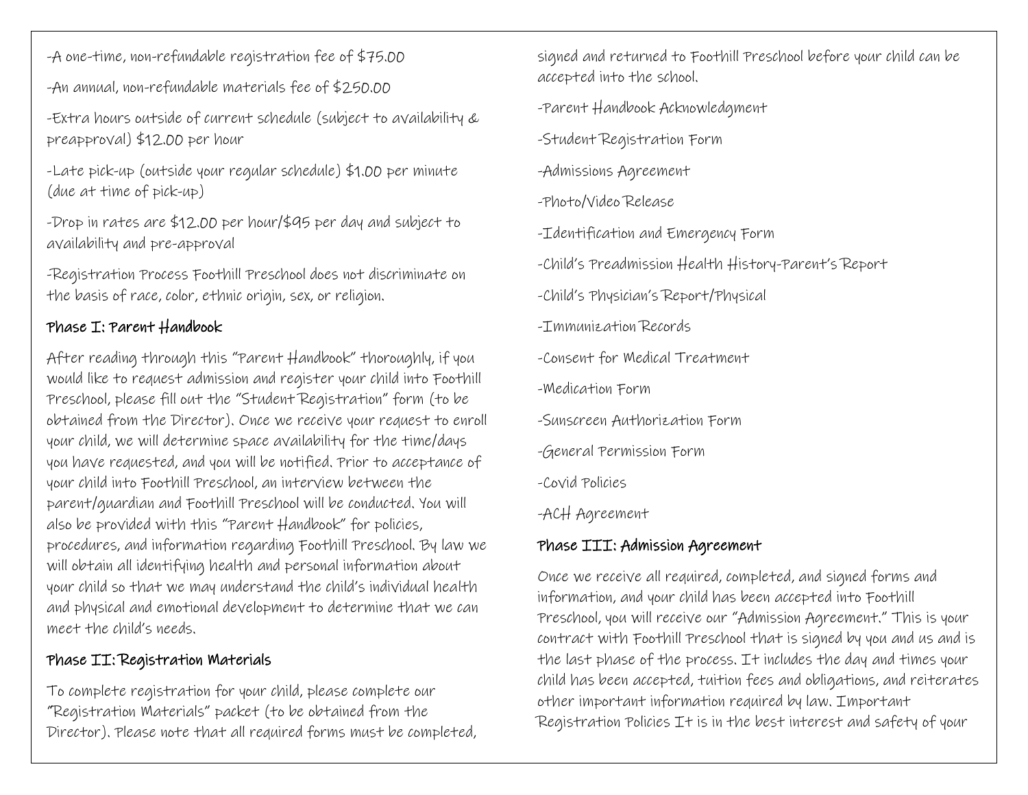-A one-time, non-refundable registration fee of $75.00

-An annual, non-refundable materials fee of $250.00

-Extra hours outside of current schedule (subject to availability & preapproval) $12.00 per hour

-Late pick-up (outside your regular schedule) $1.00 per minute (due at time of pick-up)

-Drop in rates are $12.00 per hour/$95 per day and subject to availability and pre-approval

-Registration Process Foothill Preschool does not discriminate on the basis of race, color, ethnic origin, sex, or religion.

### Phase I: Parent Handbook

After reading through this "Parent Handbook" thoroughly, if you would like to request admission and register your child into Foothill Preschool, please fill out the "Student Registration" form (to be obtained from the Director). Once we receive your request to enroll your child, we will determine space availability for the time/days you have requested, and you will be notified. Prior to acceptance of your child into Foothill Preschool, an interview between the parent/guardian and Foothill Preschool will be conducted. You will also be provided with this "Parent Handbook" for policies, procedures, and information regarding Foothill Preschool. By law we will obtain all identifying health and personal information about your child so that we may understand the child's individual health and physical and emotional development to determine that we can meet the child's needs.

### Phase II: Registration Materials

To complete registration for your child, please complete our "Registration Materials" packet (to be obtained from the Director). Please note that all required forms must be completed, signed and returned to Foothill Preschool before your child can be accepted into the school.

-Parent Handbook Acknowledgment

-Student Registration Form

-Admissions Agreement

-Photo/Video Release

-Identification and Emergency Form

-Child's Preadmission Health History-Parent's Report

-Child's Physician's Report/Physical

-Immunization Records

-Consent for Medical Treatment

-Medication Form

-Sunscreen Authorization Form

-General Permission Form

-Covid Policies

-ACH Agreement

### Phase III: Admission Agreement

Once we receive all required, completed, and signed forms and information, and your child has been accepted into Foothill Preschool, you will receive our "Admission Agreement." This is your contract with Foothill Preschool that is signed by you and us and is the last phase of the process. It includes the day and times your child has been accepted, tuition fees and obligations, and reiterates other important information required by law. Important Registration Policies It is in the best interest and safety of your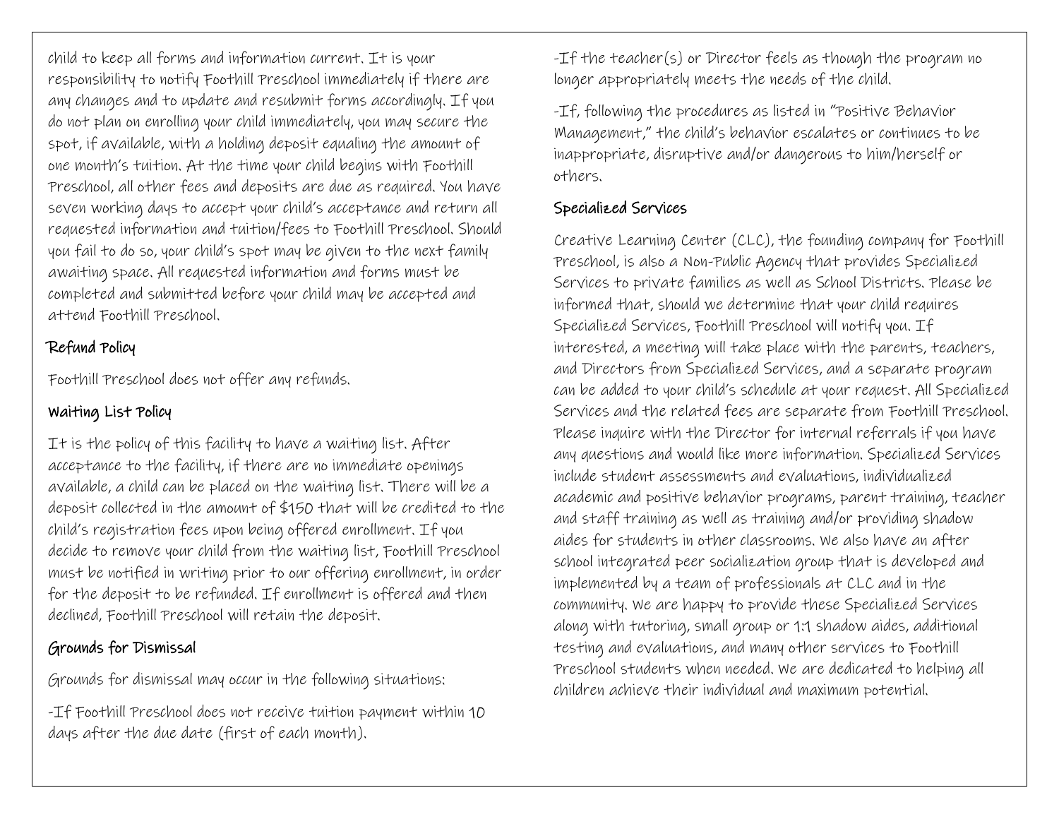child to keep all forms and information current. It is your responsibility to notify Foothill Preschool immediately if there are any changes and to update and resubmit forms accordingly. If you do not plan on enrolling your child immediately, you may secure the spot, if available, with a holding deposit equaling the amount of one month's tuition. At the time your child begins with Foothill Preschool, all other fees and deposits are due as required. You have seven working days to accept your child's acceptance and return all requested information and tuition/fees to Foothill Preschool. Should you fail to do so, your child's spot may be given to the next family awaiting space. All requested information and forms must be completed and submitted before your child may be accepted and attend Foothill Preschool.

## Refund Policy

Foothill Preschool does not offer any refunds.

## Waiting List Policy

It is the policy of this facility to have a waiting list. After acceptance to the facility, if there are no immediate openings available, a child can be placed on the waiting list. There will be a deposit collected in the amount of $150 that will be credited to the child's registration fees upon being offered enrollment. If you decide to remove your child from the waiting list, Foothill Preschool must be notified in writing prior to our offering enrollment, in order for the deposit to be refunded. If enrollment is offered and then declined, Foothill Preschool will retain the deposit.

## Grounds for Dismissal

Grounds for dismissal may occur in the following situations:

-If Foothill Preschool does not receive tuition payment within 10 days after the due date (first of each month).

-If the teacher(s) or Director feels as though the program no longer appropriately meets the needs of the child.

-If, following the procedures as listed in "Positive Behavior Management," the child's behavior escalates or continues to be inappropriate, disruptive and/or dangerous to him/herself or others.

## Specialized Services

Creative Learning Center (CLC), the founding company for Foothill Preschool, is also a Non-Public Agency that provides Specialized Services to private families as well as School Districts. Please be informed that, should we determine that your child requires Specialized Services, Foothill Preschool will notify you. If interested, a meeting will take place with the parents, teachers, and Directors from Specialized Services, and a separate program can be added to your child's schedule at your request. All Specialized Services and the related fees are separate from Foothill Preschool. Please inquire with the Director for internal referrals if you have any questions and would like more information. Specialized Services include student assessments and evaluations, individualized academic and positive behavior programs, parent training, teacher and staff training as well as training and/or providing shadow aides for students in other classrooms. We also have an after school integrated peer socialization group that is developed and implemented by a team of professionals at CLC and in the community. We are happy to provide these Specialized Services along with tutoring, small group or 1:1 shadow aides, additional testing and evaluations, and many other services to Foothill Preschool students when needed. We are dedicated to helping all children achieve their individual and maximum potential.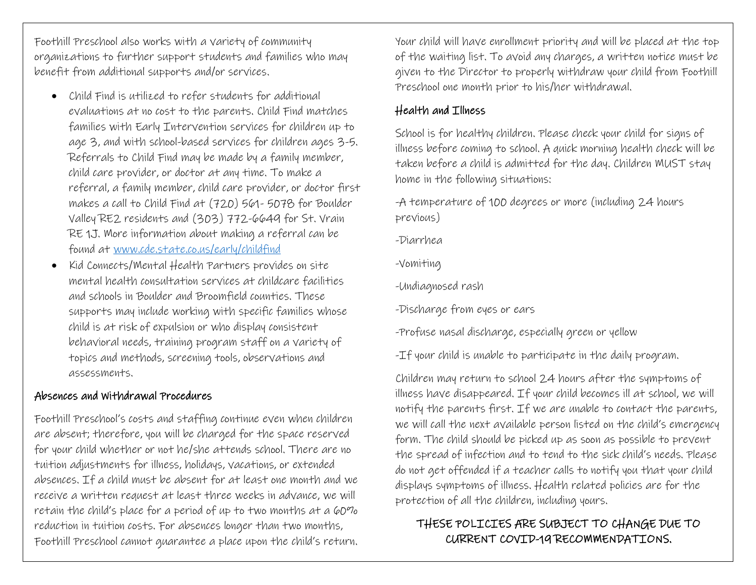Foothill Preschool also works with a variety of community organizations to further support students and families who may benefit from additional supports and/or services.

- Child Find is utilized to refer students for additional evaluations at no cost to the parents. Child Find matches families with Early Intervention services for children up to age 3, and with school-based services for children ages 3-5. Referrals to Child Find may be made by a family member, child care provider, or doctor at any time. To make a referral, a family member, child care provider, or doctor first makes a call to Child Find at (720) 561- 5078 for Boulder Valley RE2 residents and (303) 772-6649 for St. Vrain RE 1J. More information about making a referral can be found at [www.cde.state.co.us/early/childfind](http://www.cde.state.co.us/early/childfind)
- Kid Connects/Mental Health Partners provides on site mental health consultation services at childcare facilities and schools in Boulder and Broomfield counties. These supports may include working with specific families whose child is at risk of expulsion or who display consistent behavioral needs, training program staff on a variety of topics and methods, screening tools, observations and assessments.

## Absences and Withdrawal Procedures

Foothill Preschool's costs and staffing continue even when children are absent; therefore, you will be charged for the space reserved for your child whether or not he/she attends school. There are no tuition adjustments for illness, holidays, vacations, or extended absences. If a child must be absent for at least one month and we receive a written request at least three weeks in advance, we will retain the child's place for a period of up to two months at a 60% reduction in tuition costs. For absences longer than two months, Foothill Preschool cannot guarantee a place upon the child's return. Your child will have enrollment priority and will be placed at the top of the waiting list. To avoid any charges, a written notice must be given to the Director to properly withdraw your child from Foothill Preschool one month prior to his/her withdrawal.

## Health and Illness

School is for healthy children. Please check your child for signs of illness before coming to school. A quick morning health check will be taken before a child is admitted for the day. Children MUST stay home in the following situations:

-A temperature of 100 degrees or more (including 24 hours previous)

-Diarrhea

-Vomiting

-Undiagnosed rash

-Discharge from eyes or ears

-Profuse nasal discharge, especially green or yellow

-If your child is unable to participate in the daily program.

Children may return to school 24 hours after the symptoms of illness have disappeared. If your child becomes ill at school, we will notify the parents first. If we are unable to contact the parents, we will call the next available person listed on the child's emergency form. The child should be picked up as soon as possible to prevent the spread of infection and to tend to the sick child's needs. Please do not get offended if a teacher calls to notify you that your child displays symptoms of illness. Health related policies are for the protection of all the children, including yours.

**THESE POLICIES ARE SUBJECT TO CHANGE DUE TO CURRENT COVID-19 RECOMMENDATIONS.**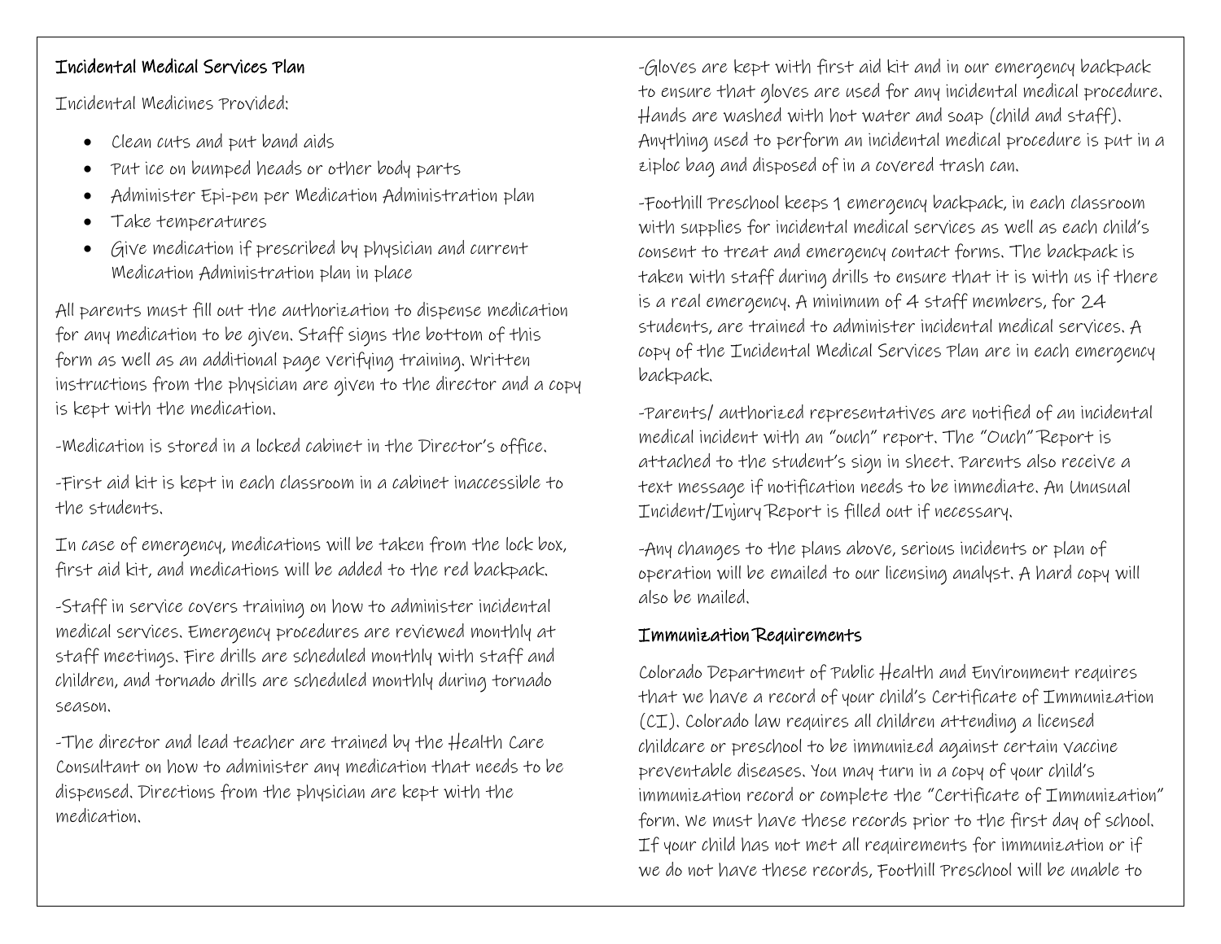## Incidental Medical Services Plan

Incidental Medicines Provided:

- Clean cuts and put band aids
- Put ice on bumped heads or other body parts
- Administer Epi-pen per Medication Administration plan
- Take temperatures
- Give medication if prescribed by physician and current Medication Administration plan in place

All parents must fill out the authorization to dispense medication for any medication to be given. Staff signs the bottom of this form as well as an additional page verifying training. Written instructions from the physician are given to the director and a copy is kept with the medication.

-Medication is stored in a locked cabinet in the Director's office.

-First aid kit is kept in each classroom in a cabinet inaccessible to the students.

In case of emergency, medications will be taken from the lock box, first aid kit, and medications will be added to the red backpack.

-Staff in service covers training on how to administer incidental medical services. Emergency procedures are reviewed monthly at staff meetings. Fire drills are scheduled monthly with staff and children, and tornado drills are scheduled monthly during tornado season.

-The director and lead teacher are trained by the Health Care Consultant on how to administer any medication that needs to be dispensed. Directions from the physician are kept with the medication.

-Gloves are kept with first aid kit and in our emergency backpack to ensure that gloves are used for any incidental medical procedure. Hands are washed with hot water and soap (child and staff). Anything used to perform an incidental medical procedure is put in a ziploc bag and disposed of in a covered trash can.

-Foothill Preschool keeps 1 emergency backpack, in each classroom with supplies for incidental medical services as well as each child's consent to treat and emergency contact forms. The backpack is taken with staff during drills to ensure that it is with us if there is a real emergency. A minimum of 4 staff members, for 24 students, are trained to administer incidental medical services. A copy of the Incidental Medical Services Plan are in each emergency backpack.

-Parents/ authorized representatives are notified of an incidental medical incident with an "ouch" report. The "Ouch" Report is attached to the student's sign in sheet. Parents also receive a text message if notification needs to be immediate. An Unusual Incident/Injury Report is filled out if necessary.

-Any changes to the plans above, serious incidents or plan of operation will be emailed to our licensing analyst. A hard copy will also be mailed.

## Immunization Requirements

Colorado Department of Public Health and Environment requires that we have a record of your child's Certificate of Immunization (CI). Colorado law requires all children attending a licensed childcare or preschool to be immunized against certain vaccine preventable diseases. You may turn in a copy of your child's immunization record or complete the "Certificate of Immunization" form. We must have these records prior to the first day of school. If your child has not met all requirements for immunization or if we do not have these records, Foothill Preschool will be unable to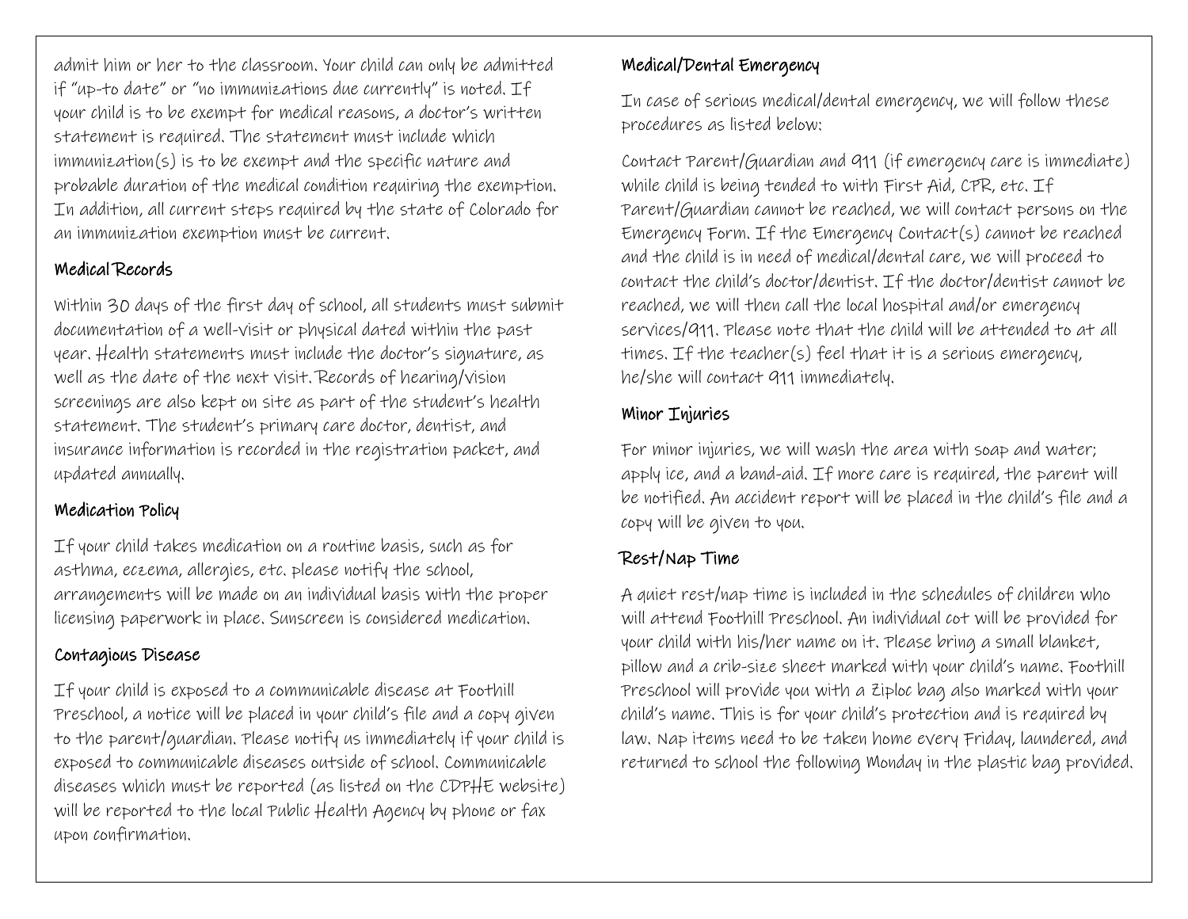admit him or her to the classroom. Your child can only be admitted if "up-to date" or "no immunizations due currently" is noted. If your child is to be exempt for medical reasons, a doctor's written statement is required. The statement must include which immunization(s) is to be exempt and the specific nature and probable duration of the medical condition requiring the exemption. In addition, all current steps required by the state of Colorado for an immunization exemption must be current.

### Medical Records

Within 30 days of the first day of school, all students must submit documentation of a well-visit or physical dated within the past year. Health statements must include the doctor's signature, as well as the date of the next visit. Records of hearing/vision screenings are also kept on site as part of the student's health statement. The student's primary care doctor, dentist, and insurance information is recorded in the registration packet, and updated annually.

### Medication Policy

If your child takes medication on a routine basis, such as for asthma, eczema, allergies, etc. please notify the school, arrangements will be made on an individual basis with the proper licensing paperwork in place. Sunscreen is considered medication.

### Contagious Disease

If your child is exposed to a communicable disease at Foothill Preschool, a notice will be placed in your child's file and a copy given to the parent/guardian. Please notify us immediately if your child is exposed to communicable diseases outside of school. Communicable diseases which must be reported (as listed on the CDPHE website) will be reported to the local Public Health Agency by phone or fax upon confirmation.

### Medical/Dental Emergency

In case of serious medical/dental emergency, we will follow these procedures as listed below:

Contact Parent/Guardian and 911 (if emergency care is immediate) while child is being tended to with First Aid, CPR, etc. If Parent/Guardian cannot be reached, we will contact persons on the Emergency Form. If the Emergency Contact(s) cannot be reached and the child is in need of medical/dental care, we will proceed to contact the child's doctor/dentist. If the doctor/dentist cannot be reached, we will then call the local hospital and/or emergency services/911. Please note that the child will be attended to at all times. If the teacher(s) feel that it is a serious emergency, he/she will contact 911 immediately.

### Minor Injuries

For minor injuries, we will wash the area with soap and water; apply ice, and a band-aid. If more care is required, the parent will be notified. An accident report will be placed in the child's file and a copy will be given to you.

### Rest/Nap Time

A quiet rest/nap time is included in the schedules of children who will attend Foothill Preschool. An individual cot will be provided for your child with his/her name on it. Please bring a small blanket, pillow and a crib-size sheet marked with your child's name. Foothill Preschool will provide you with a Ziploc bag also marked with your child's name. This is for your child's protection and is required by law. Nap items need to be taken home every Friday, laundered, and returned to school the following Monday in the plastic bag provided.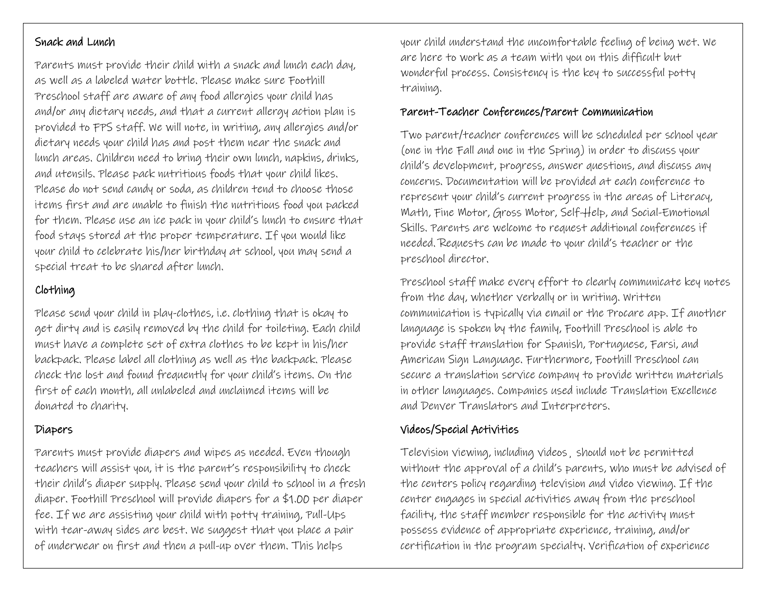## Snack and Lunch

Parents must provide their child with a snack and lunch each day, as well as a labeled water bottle. Please make sure Foothill Preschool staff are aware of any food allergies your child has and/or any dietary needs, and that a current allergy action plan is provided to FPS staff. We will note, in writing, any allergies and/or dietary needs your child has and post them near the snack and lunch areas. Children need to bring their own lunch, napkins, drinks, and utensils. Please pack nutritious foods that your child likes. Please do not send candy or soda, as children tend to choose those items first and are unable to finish the nutritious food you packed for them. Please use an ice pack in your child's lunch to ensure that food stays stored at the proper temperature. If you would like your child to celebrate his/her birthday at school, you may send a special treat to be shared after lunch.

## Clothing

Please send your child in play-clothes, i.e. clothing that is okay to get dirty and is easily removed by the child for toileting. Each child must have a complete set of extra clothes to be kept in his/her backpack. Please label all clothing as well as the backpack. Please check the lost and found frequently for your child's items. On the first of each month, all unlabeled and unclaimed items will be donated to charity.

## Diapers

Parents must provide diapers and wipes as needed. Even though teachers will assist you, it is the parent's responsibility to check their child's diaper supply. Please send your child to school in a fresh diaper. Foothill Preschool will provide diapers for a $1.00 per diaper fee. If we are assisting your child with potty training, Pull-Ups with tear-away sides are best. We suggest that you place a pair of underwear on first and then a pull-up over them. This helps your child understand the uncomfortable feeling of being wet. We are here to work as a team with you on this difficult but wonderful process. Consistency is the key to successful potty training.

## Parent-Teacher Conferences/Parent Communication

Two parent/teacher conferences will be scheduled per school year (one in the Fall and one in the Spring) in order to discuss your child's development, progress, answer questions, and discuss any concerns. Documentation will be provided at each conference to represent your child's current progress in the areas of Literacy, Math, Fine Motor, Gross Motor, Self-Help, and Social-Emotional Skills. Parents are welcome to request additional conferences if needed. Requests can be made to your child's teacher or the preschool director.

Preschool staff make every effort to clearly communicate key notes from the day, whether verbally or in writing. Written communication is typically via email or the Procare app. If another language is spoken by the family, Foothill Preschool is able to provide staff translation for Spanish, Portuguese, Farsi, and American Sign Language. Furthermore, Foothill Preschool can secure a translation service company to provide written materials in other languages. Companies used include Translation Excellence and Denver Translators and Interpreters.

## Videos/Special Activities

Television viewing, including videos , should not be permitted without the approval of a child's parents, who must be advised of the centers policy regarding television and video viewing. If the center engages in special activities away from the preschool facility, the staff member responsible for the activity must possess evidence of appropriate experience, training, and/or certification in the program specialty. Verification of experience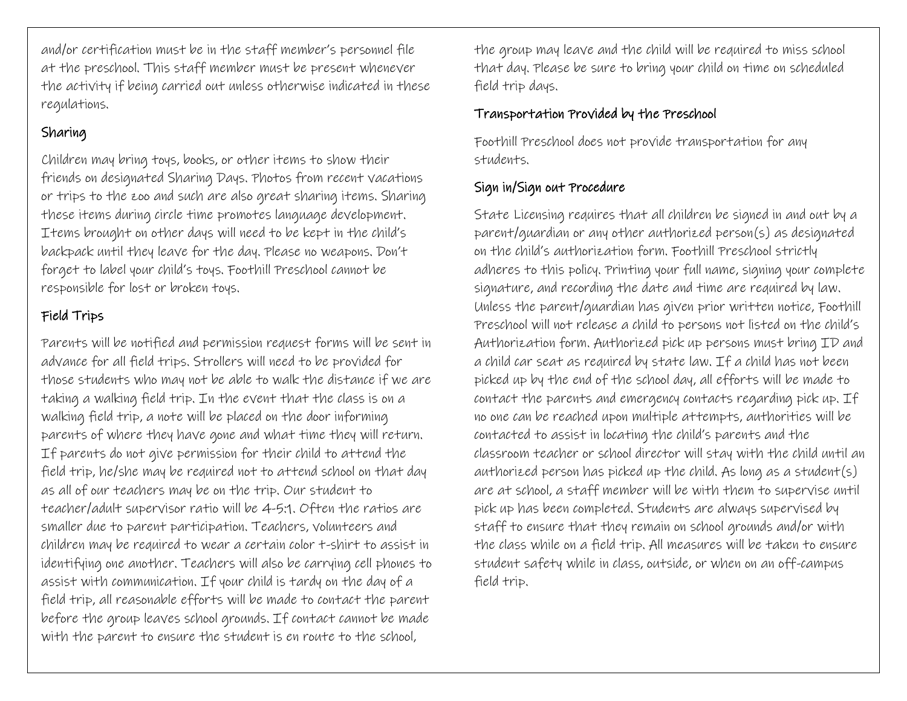and/or certification must be in the staff member's personnel file at the preschool. This staff member must be present whenever the activity if being carried out unless otherwise indicated in these regulations.

### Sharing

Children may bring toys, books, or other items to show their friends on designated Sharing Days. Photos from recent vacations or trips to the zoo and such are also great sharing items. Sharing these items during circle time promotes language development. Items brought on other days will need to be kept in the child's backpack until they leave for the day. Please no weapons. Don't forget to label your child's toys. Foothill Preschool cannot be responsible for lost or broken toys.

### Field Trips

Parents will be notified and permission request forms will be sent in advance for all field trips. Strollers will need to be provided for those students who may not be able to walk the distance if we are taking a walking field trip. In the event that the class is on a walking field trip, a note will be placed on the door informing parents of where they have gone and what time they will return. If parents do not give permission for their child to attend the field trip, he/she may be required not to attend school on that day as all of our teachers may be on the trip. Our student to teacher/adult supervisor ratio will be 4-5:1. Often the ratios are smaller due to parent participation. Teachers, volunteers and children may be required to wear a certain color t-shirt to assist in identifying one another. Teachers will also be carrying cell phones to assist with communication. If your child is tardy on the day of a field trip, all reasonable efforts will be made to contact the parent before the group leaves school grounds. If contact cannot be made with the parent to ensure the student is en route to the school, the group may leave and the child will be required to miss school that day. Please be sure to bring your child on time on scheduled field trip days.

### Transportation Provided by the Preschool

Foothill Preschool does not provide transportation for any students.

### Sign in/Sign out Procedure

State Licensing requires that all children be signed in and out by a parent/guardian or any other authorized person(s) as designated on the child's authorization form. Foothill Preschool strictly adheres to this policy. Printing your full name, signing your complete signature, and recording the date and time are required by law. Unless the parent/guardian has given prior written notice, Foothill Preschool will not release a child to persons not listed on the child's Authorization form. Authorized pick up persons must bring ID and a child car seat as required by state law. If a child has not been picked up by the end of the school day, all efforts will be made to contact the parents and emergency contacts regarding pick up. If no one can be reached upon multiple attempts, authorities will be contacted to assist in locating the child's parents and the classroom teacher or school director will stay with the child until an authorized person has picked up the child. As long as a student(s) are at school, a staff member will be with them to supervise until pick up has been completed. Students are always supervised by staff to ensure that they remain on school grounds and/or with the class while on a field trip. All measures will be taken to ensure student safety while in class, outside, or when on an off-campus field trip.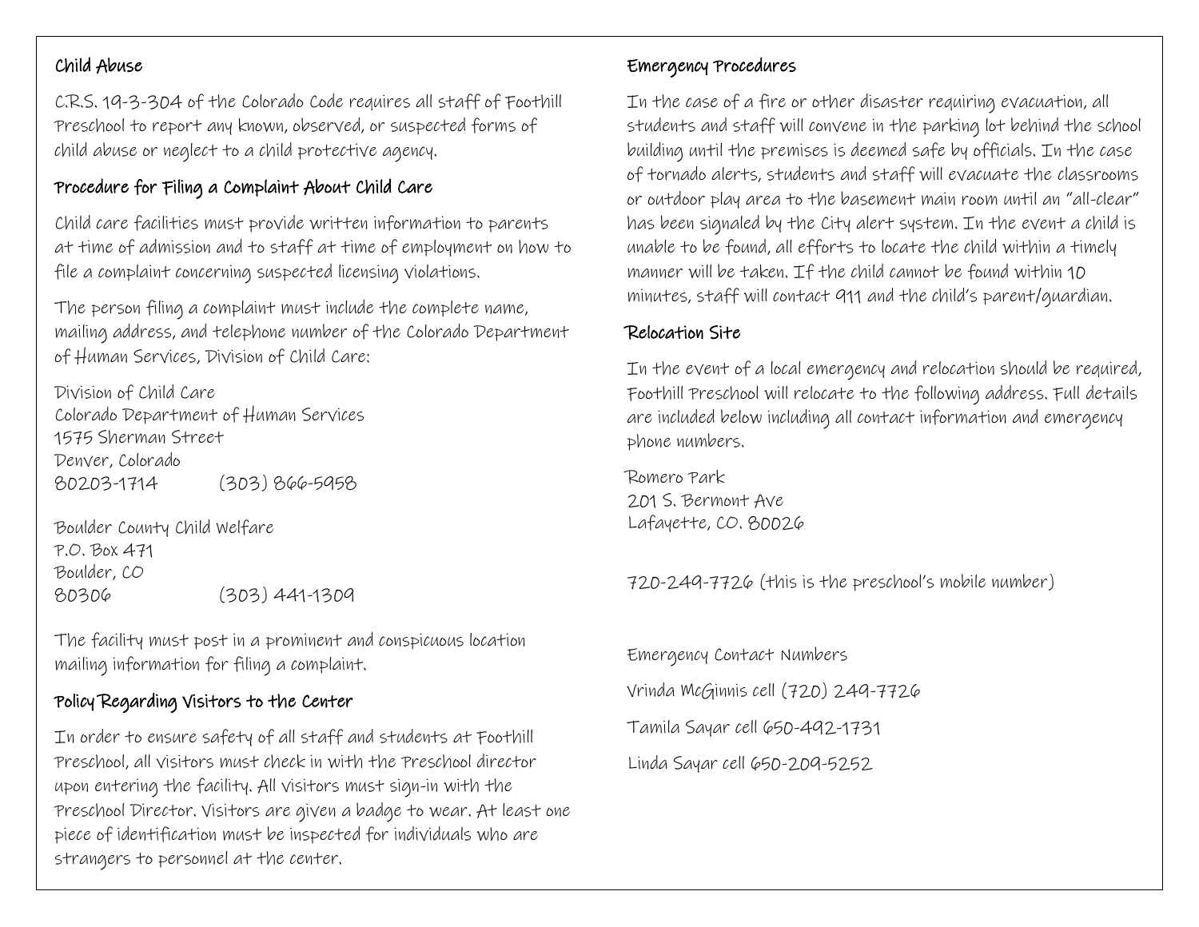## Child Abuse

C.R.S. 19-3-304 of the Colorado Code requires all staff of Foothill Preschool to report any known, observed, or suspected forms of child abuse or neglect to a child protective agency.

## Procedure for Filing a Complaint About Child Care

Child care facilities must provide written information to parents at time of admission and to staff at time of employment on how to file a complaint concerning suspected licensing violations.

The person filing a complaint must include the complete name, mailing address, and telephone number of the Colorado Department of Human Services, Division of Child Care:

Division of Child Care
Colorado Department of Human Services
1575 Sherman Street
Denver, Colorado
80203-1714 (303) 866-5958

Boulder County Child Welfare
P.O. Box 471
Boulder, CO
80306 (303) 441-1309

The facility must post in a prominent and conspicuous location mailing information for filing a complaint.

## Policy Regarding Visitors to the Center

In order to ensure safety of all staff and students at Foothill Preschool, all visitors must check in with the Preschool director upon entering the facility. All visitors must sign-in with the Preschool Director. Visitors are given a badge to wear. At least one piece of identification must be inspected for individuals who are strangers to personnel at the center.

## Emergency Procedures

In the case of a fire or other disaster requiring evacuation, all students and staff will convene in the parking lot behind the school building until the premises is deemed safe by officials. In the case of tornado alerts, students and staff will evacuate the classrooms or outdoor play area to the basement main room until an "all-clear" has been signaled by the City alert system. In the event a child is unable to be found, all efforts to locate the child within a timely manner will be taken. If the child cannot be found within 10 minutes, staff will contact 911 and the child's parent/guardian.

## Relocation Site

In the event of a local emergency and relocation should be required, Foothill Preschool will relocate to the following address. Full details are included below including all contact information and emergency phone numbers.

Romero Park
201 S. Bermont Ave
Lafayette, CO. 80026

720-249-7726 (this is the preschool's mobile number)

Emergency Contact Numbers

Vrinda McGinnis cell (720) 249-7726

Tamila Sayar cell 650-492-1731

Linda Sayar cell 650-209-5252